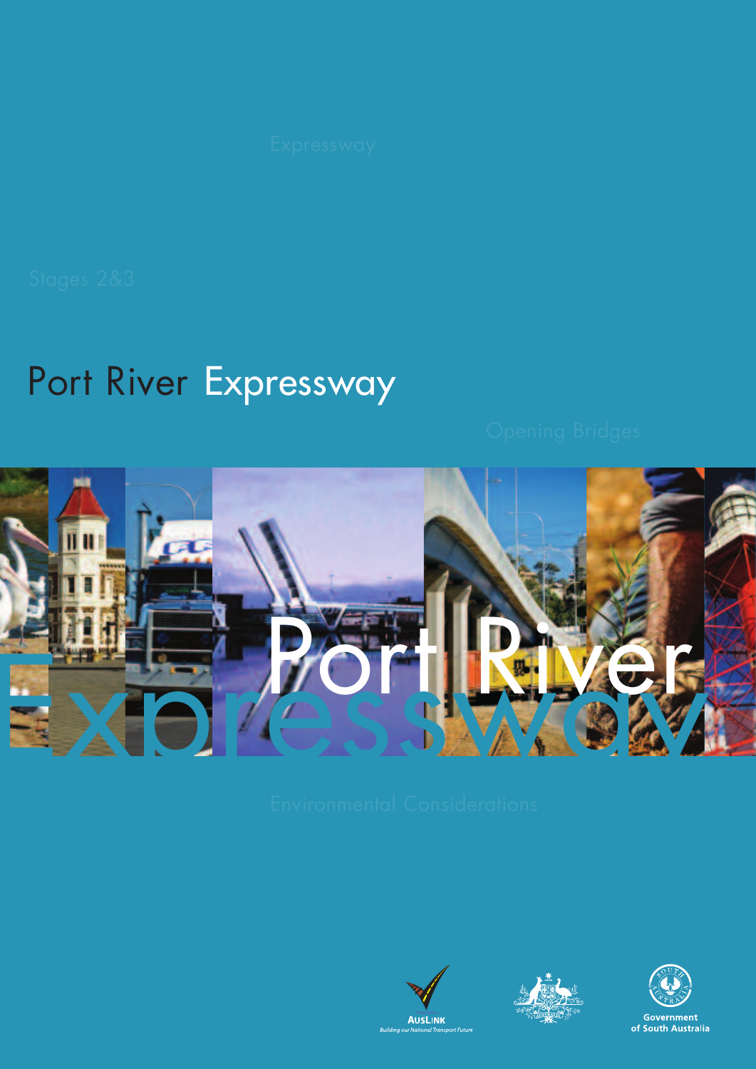Expressway

Stages 2&3

# Port River Expressway

Opening Bridges

Port River Expressway

Environmental Considerations

AusLink
Building our National Transport Future

Government of South Australia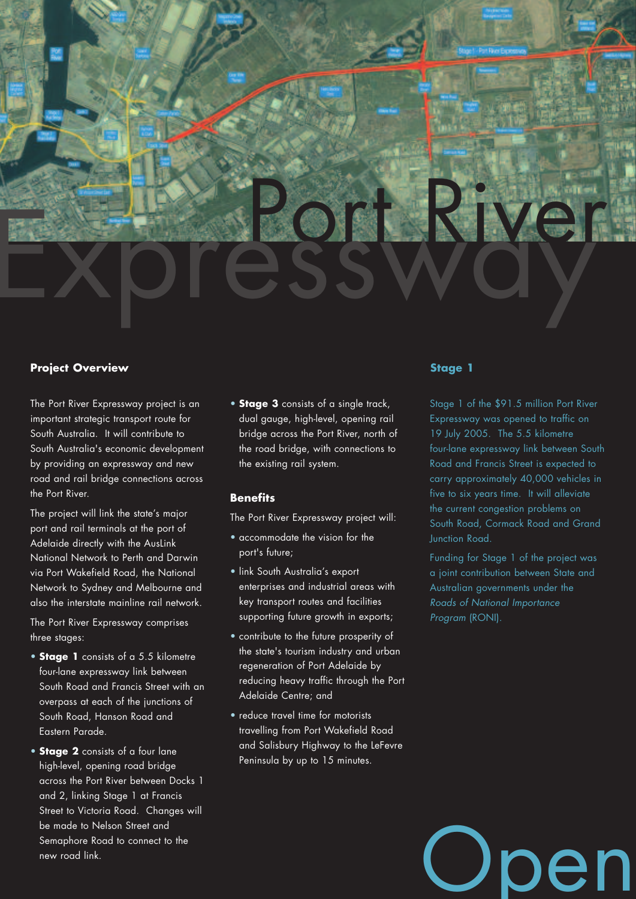# Port River Expressway

## Project Overview

The Port River Expressway project is an important strategic transport route for South Australia. It will contribute to South Australia's economic development by providing an expressway and new road and rail bridge connections across the Port River.

The project will link the state's major port and rail terminals at the port of Adelaide directly with the AusLink National Network to Perth and Darwin via Port Wakefield Road, the National Network to Sydney and Melbourne and also the interstate mainline rail network.

The Port River Expressway comprises three stages:

- **Stage 1** consists of a 5.5 kilometre four-lane expressway link between South Road and Francis Street with an overpass at each of the junctions of South Road, Hanson Road and Eastern Parade.
- **Stage 2** consists of a four lane high-level, opening road bridge across the Port River between Docks 1 and 2, linking Stage 1 at Francis Street to Victoria Road. Changes will be made to Nelson Street and Semaphore Road to connect to the new road link.
- **Stage 3** consists of a single track, dual gauge, high-level, opening rail bridge across the Port River, north of the road bridge, with connections to the existing rail system.

## Benefits

The Port River Expressway project will:

- accommodate the vision for the port's future;
- link South Australia's export enterprises and industrial areas with key transport routes and facilities supporting future growth in exports;
- contribute to the future prosperity of the state's tourism industry and urban regeneration of Port Adelaide by reducing heavy traffic through the Port Adelaide Centre; and
- reduce travel time for motorists travelling from Port Wakefield Road and Salisbury Highway to the LeFevre Peninsula by up to 15 minutes.

## Stage 1

Stage 1 of the $91.5 million Port River Expressway was opened to traffic on 19 July 2005. The 5.5 kilometre four-lane expressway link between South Road and Francis Street is expected to carry approximately 40,000 vehicles in five to six years time. It will alleviate the current congestion problems on South Road, Cormack Road and Grand Junction Road.

Funding for Stage 1 of the project was a joint contribution between State and Australian governments under the *Roads of National Importance Program* (RONI).

Open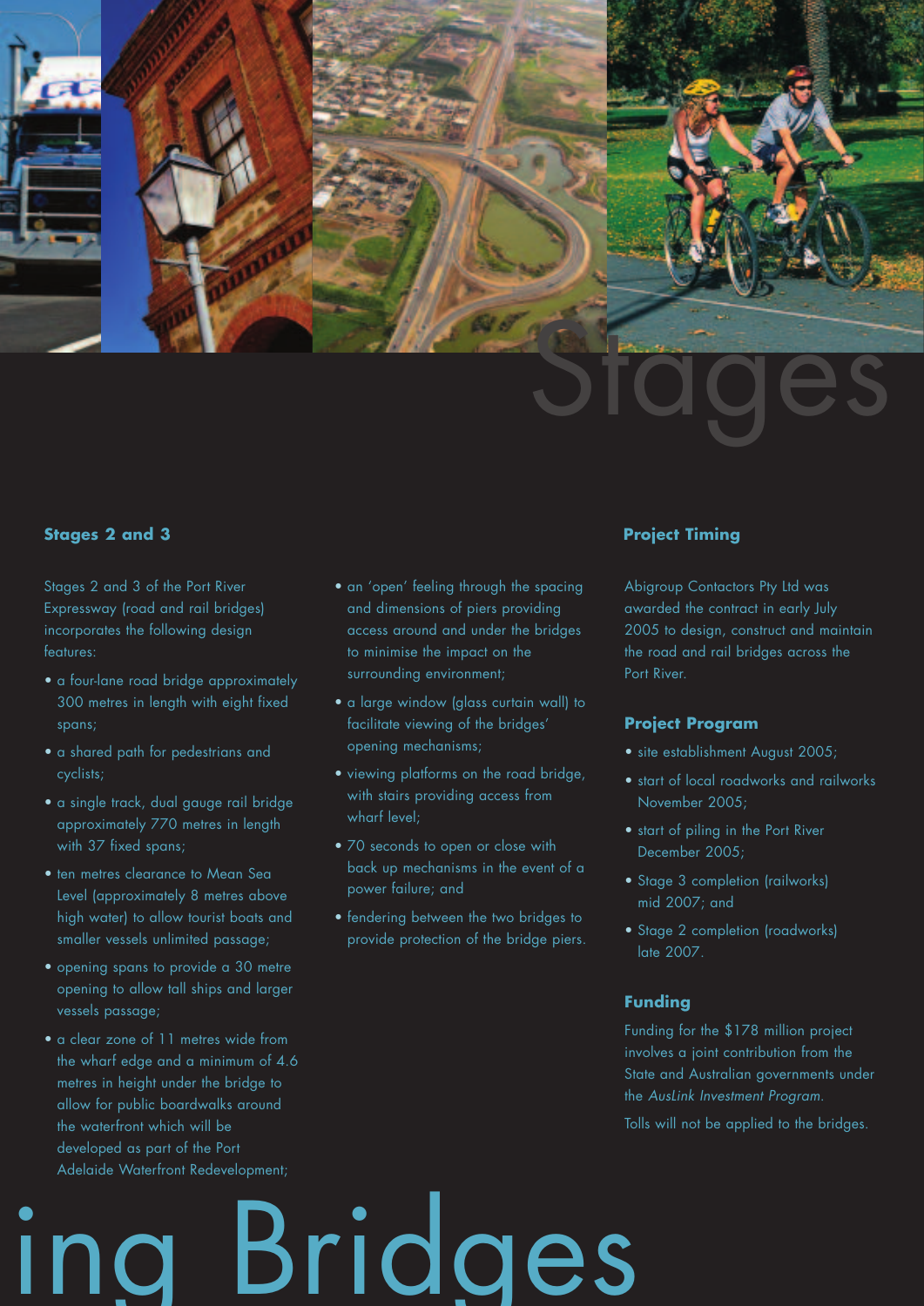Stages

## Stages 2 and 3

Stages 2 and 3 of the Port River Expressway (road and rail bridges) incorporates the following design features:

- a four-lane road bridge approximately 300 metres in length with eight fixed spans;
- a shared path for pedestrians and cyclists;
- a single track, dual gauge rail bridge approximately 770 metres in length with 37 fixed spans;
- ten metres clearance to Mean Sea Level (approximately 8 metres above high water) to allow tourist boats and smaller vessels unlimited passage;
- opening spans to provide a 30 metre opening to allow tall ships and larger vessels passage;
- a clear zone of 11 metres wide from the wharf edge and a minimum of 4.6 metres in height under the bridge to allow for public boardwalks around the waterfront which will be developed as part of the Port Adelaide Waterfront Redevelopment;
- an 'open' feeling through the spacing and dimensions of piers providing access around and under the bridges to minimise the impact on the surrounding environment;
- a large window (glass curtain wall) to facilitate viewing of the bridges' opening mechanisms;
- viewing platforms on the road bridge, with stairs providing access from wharf level;
- 70 seconds to open or close with back up mechanisms in the event of a power failure; and
- fendering between the two bridges to provide protection of the bridge piers.

## Project Timing

Abigroup Contactors Pty Ltd was awarded the contract in early July 2005 to design, construct and maintain the road and rail bridges across the Port River.

## Project Program

- site establishment August 2005;
- start of local roadworks and railworks November 2005;
- start of piling in the Port River December 2005;
- Stage 3 completion (railworks) mid 2007; and
- Stage 2 completion (roadworks) late 2007.

## Funding

Funding for the $178 million project involves a joint contribution from the State and Australian governments under the *AusLink Investment Program*.

Tolls will not be applied to the bridges.

ing Bridges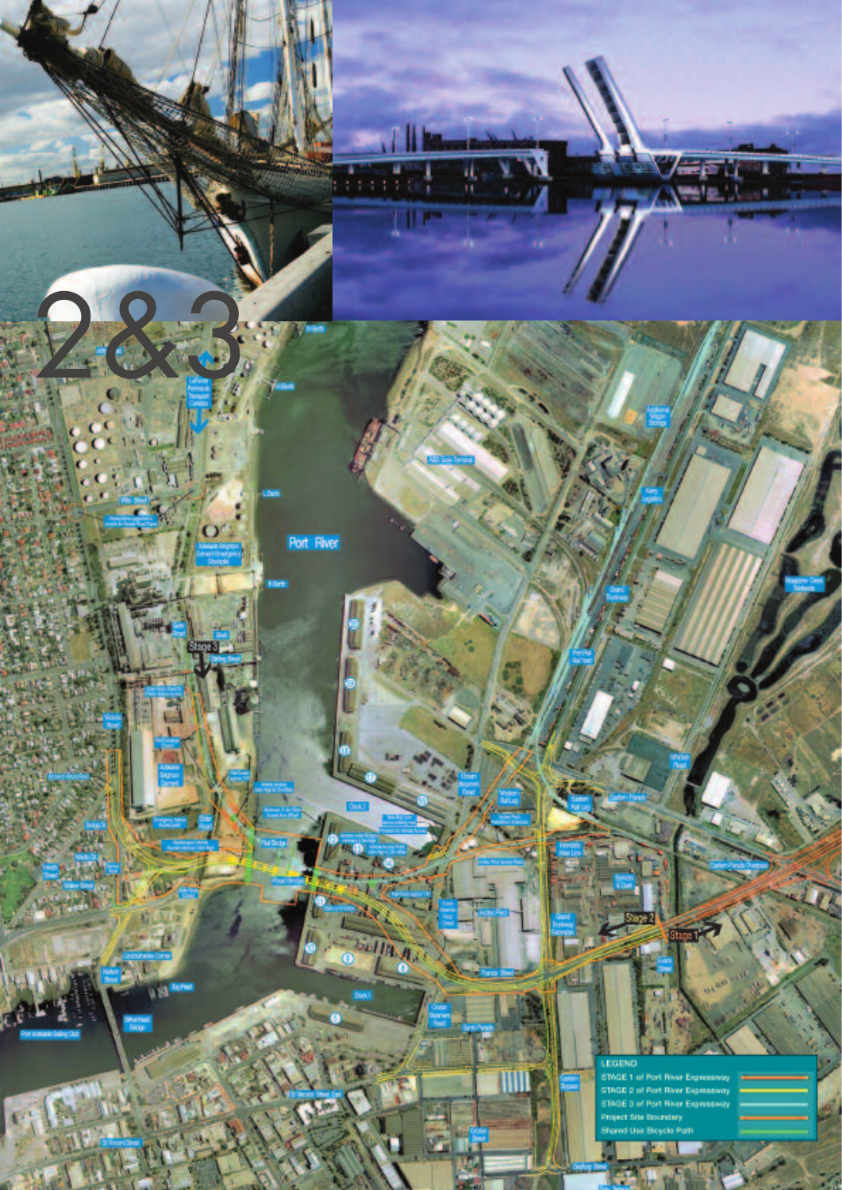# 2&3

LEGEND

- STAGE 1 of Port River Expressway
- STAGE 2 of Port River Expressway
- STAGE 3 of Port River Expressway
- Project Site Boundary
- Shared Use Bicycle Path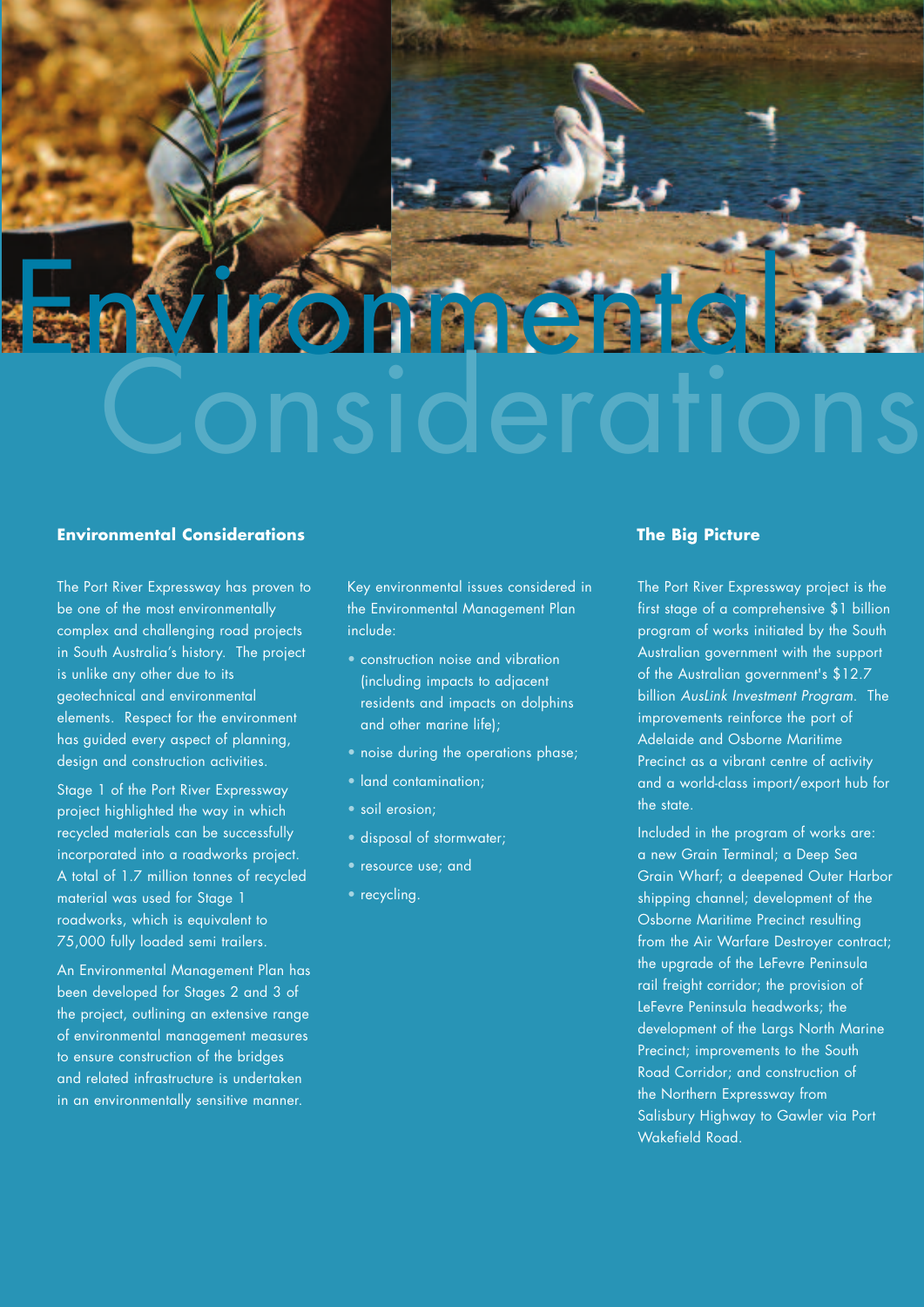# Environmental Considerations

## Environmental Considerations

The Port River Expressway has proven to be one of the most environmentally complex and challenging road projects in South Australia's history. The project is unlike any other due to its geotechnical and environmental elements. Respect for the environment has guided every aspect of planning, design and construction activities.

Stage 1 of the Port River Expressway project highlighted the way in which recycled materials can be successfully incorporated into a roadworks project. A total of 1.7 million tonnes of recycled material was used for Stage 1 roadworks, which is equivalent to 75,000 fully loaded semi trailers.

An Environmental Management Plan has been developed for Stages 2 and 3 of the project, outlining an extensive range of environmental management measures to ensure construction of the bridges and related infrastructure is undertaken in an environmentally sensitive manner.

Key environmental issues considered in the Environmental Management Plan include:

- construction noise and vibration (including impacts to adjacent residents and impacts on dolphins and other marine life);
- noise during the operations phase;
- land contamination;
- soil erosion;
- disposal of stormwater;
- resource use; and
- recycling.

## The Big Picture

The Port River Expressway project is the first stage of a comprehensive $1 billion program of works initiated by the South Australian government with the support of the Australian government's $12.7 billion *AusLink Investment Program*. The improvements reinforce the port of Adelaide and Osborne Maritime Precinct as a vibrant centre of activity and a world-class import/export hub for the state.

Included in the program of works are: a new Grain Terminal; a Deep Sea Grain Wharf; a deepened Outer Harbor shipping channel; development of the Osborne Maritime Precinct resulting from the Air Warfare Destroyer contract; the upgrade of the LeFevre Peninsula rail freight corridor; the provision of LeFevre Peninsula headworks; the development of the Largs North Marine Precinct; improvements to the South Road Corridor; and construction of the Northern Expressway from Salisbury Highway to Gawler via Port Wakefield Road.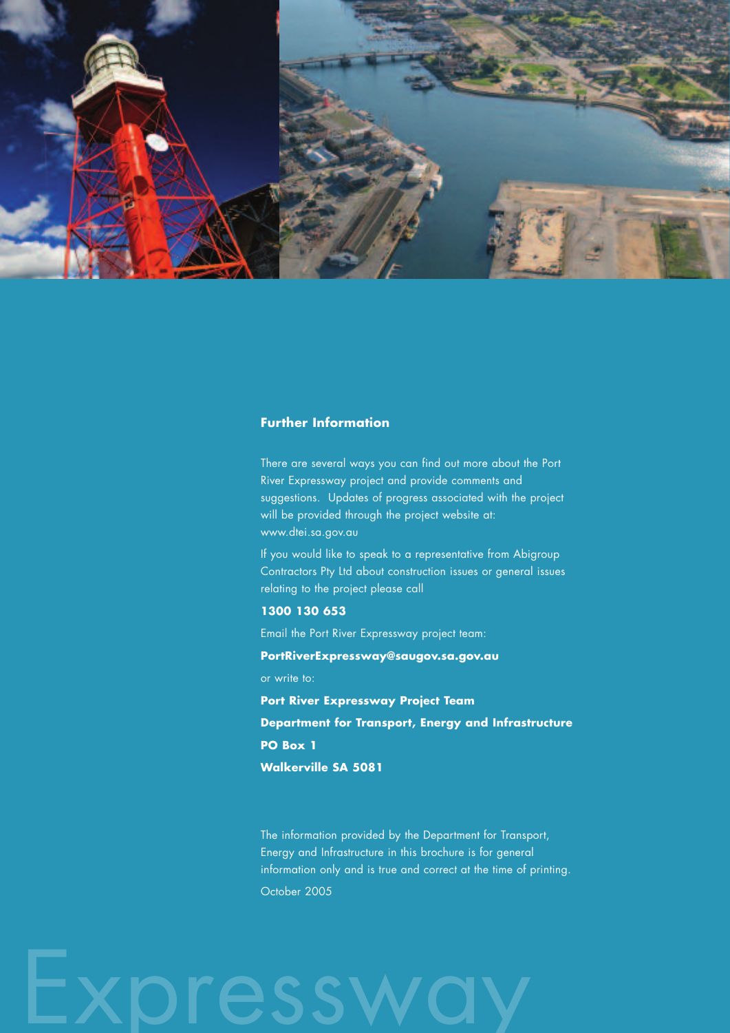## Further Information

There are several ways you can find out more about the Port River Expressway project and provide comments and suggestions. Updates of progress associated with the project will be provided through the project website at: www.dtei.sa.gov.au

If you would like to speak to a representative from Abigroup Contractors Pty Ltd about construction issues or general issues relating to the project please call

**1300 130 653**

Email the Port River Expressway project team:

**PortRiverExpressway@saugov.sa.gov.au**

or write to:

**Port River Expressway Project Team**

**Department for Transport, Energy and Infrastructure**

**PO Box 1**

**Walkerville SA 5081**

The information provided by the Department for Transport, Energy and Infrastructure in this brochure is for general information only and is true and correct at the time of printing.

October 2005

Expressway